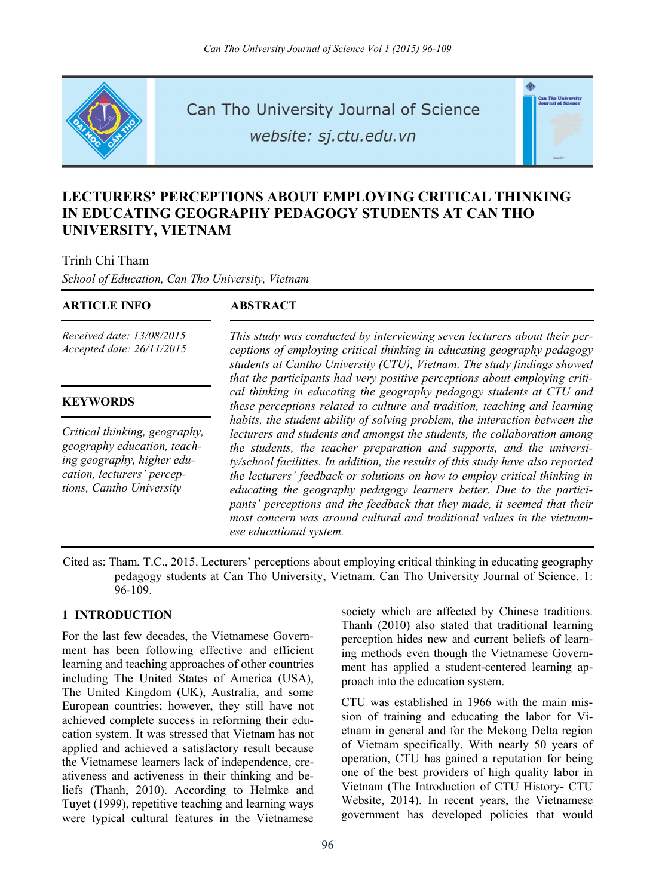# LECTURERS' PERCEPTIONS ABOUT EMPLOYING CRITICAL THINKING IN EDUCATING GEOGRAPHY PEDAGOGY STUDENTS AT CAN THO UNIVERSITY, VIETNAM

Trinh Chi Tham

*School of Education, Can Tho University, Vietnam*

**ARTICLE INFO**

*Received date: 13/08/2015*
*Accepted date: 26/11/2015*

**KEYWORDS**

*Critical thinking, geography, geography education, teaching geography, higher education, lecturers' perceptions, Cantho University*

**ABSTRACT**

*This study was conducted by interviewing seven lecturers about their perceptions of employing critical thinking in educating geography pedagogy students at Cantho University (CTU), Vietnam. The study findings showed that the participants had very positive perceptions about employing critical thinking in educating the geography pedagogy students at CTU and these perceptions related to culture and tradition, teaching and learning habits, the student ability of solving problem, the interaction between the lecturers and students and amongst the students, the collaboration among the students, the teacher preparation and supports, and the university/school facilities. In addition, the results of this study have also reported the lecturers' feedback or solutions on how to employ critical thinking in educating the geography pedagogy learners better. Due to the participants' perceptions and the feedback that they made, it seemed that their most concern was around cultural and traditional values in the vietnamese educational system.*

Cited as: Tham, T.C., 2015. Lecturers' perceptions about employing critical thinking in educating geography pedagogy students at Can Tho University, Vietnam. Can Tho University Journal of Science. 1: 96-109.

## 1 INTRODUCTION

For the last few decades, the Vietnamese Government has been following effective and efficient learning and teaching approaches of other countries including The United States of America (USA), The United Kingdom (UK), Australia, and some European countries; however, they still have not achieved complete success in reforming their education system. It was stressed that Vietnam has not applied and achieved a satisfactory result because the Vietnamese learners lack of independence, creativeness and activeness in their thinking and beliefs (Thanh, 2010). According to Helmke and Tuyet (1999), repetitive teaching and learning ways were typical cultural features in the Vietnamese society which are affected by Chinese traditions. Thanh (2010) also stated that traditional learning perception hides new and current beliefs of learning methods even though the Vietnamese Government has applied a student-centered learning approach into the education system.

CTU was established in 1966 with the main mission of training and educating the labor for Vietnam in general and for the Mekong Delta region of Vietnam specifically. With nearly 50 years of operation, CTU has gained a reputation for being one of the best providers of high quality labor in Vietnam (The Introduction of CTU History- CTU Website, 2014). In recent years, the Vietnamese government has developed policies that would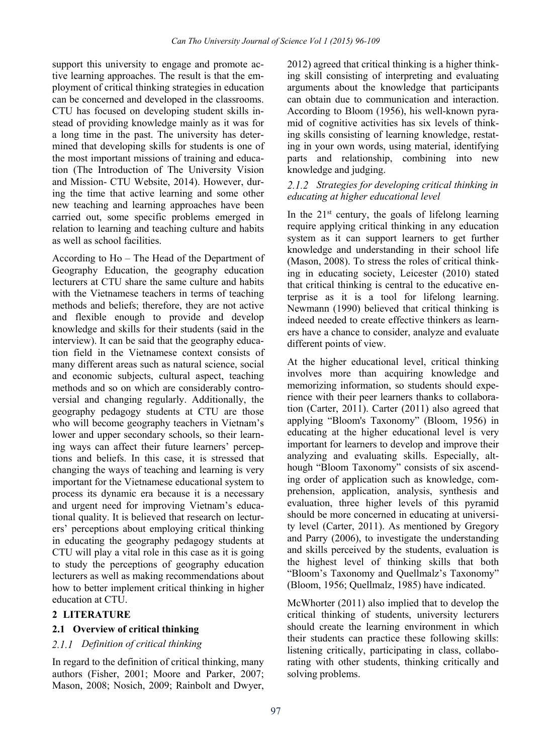support this university to engage and promote active learning approaches. The result is that the employment of critical thinking strategies in education can be concerned and developed in the classrooms. CTU has focused on developing student skills instead of providing knowledge mainly as it was for a long time in the past. The university has determined that developing skills for students is one of the most important missions of training and education (The Introduction of The University Vision and Mission- CTU Website, 2014). However, during the time that active learning and some other new teaching and learning approaches have been carried out, some specific problems emerged in relation to learning and teaching culture and habits as well as school facilities.

According to Ho – The Head of the Department of Geography Education, the geography education lecturers at CTU share the same culture and habits with the Vietnamese teachers in terms of teaching methods and beliefs; therefore, they are not active and flexible enough to provide and develop knowledge and skills for their students (said in the interview). It can be said that the geography education field in the Vietnamese context consists of many different areas such as natural science, social and economic subjects, cultural aspect, teaching methods and so on which are considerably controversial and changing regularly. Additionally, the geography pedagogy students at CTU are those who will become geography teachers in Vietnam's lower and upper secondary schools, so their learning ways can affect their future learners' perceptions and beliefs. In this case, it is stressed that changing the ways of teaching and learning is very important for the Vietnamese educational system to process its dynamic era because it is a necessary and urgent need for improving Vietnam's educational quality. It is believed that research on lecturers' perceptions about employing critical thinking in educating the geography pedagogy students at CTU will play a vital role in this case as it is going to study the perceptions of geography education lecturers as well as making recommendations about how to better implement critical thinking in higher education at CTU.

## 2 LITERATURE

### 2.1 Overview of critical thinking

#### *2.1.1 Definition of critical thinking*

In regard to the definition of critical thinking, many authors (Fisher, 2001; Moore and Parker, 2007; Mason, 2008; Nosich, 2009; Rainbolt and Dwyer, 2012) agreed that critical thinking is a higher thinking skill consisting of interpreting and evaluating arguments about the knowledge that participants can obtain due to communication and interaction. According to Bloom (1956), his well-known pyramid of cognitive activities has six levels of thinking skills consisting of learning knowledge, restating in your own words, using material, identifying parts and relationship, combining into new knowledge and judging.

#### *2.1.2 Strategies for developing critical thinking in educating at higher educational level*

In the 21st century, the goals of lifelong learning require applying critical thinking in any education system as it can support learners to get further knowledge and understanding in their school life (Mason, 2008). To stress the roles of critical thinking in educating society, Leicester (2010) stated that critical thinking is central to the educative enterprise as it is a tool for lifelong learning. Newmann (1990) believed that critical thinking is indeed needed to create effective thinkers as learners have a chance to consider, analyze and evaluate different points of view.

At the higher educational level, critical thinking involves more than acquiring knowledge and memorizing information, so students should experience with their peer learners thanks to collaboration (Carter, 2011). Carter (2011) also agreed that applying "Bloom's Taxonomy" (Bloom, 1956) in educating at the higher educational level is very important for learners to develop and improve their analyzing and evaluating skills. Especially, although "Bloom Taxonomy" consists of six ascending order of application such as knowledge, comprehension, application, analysis, synthesis and evaluation, three higher levels of this pyramid should be more concerned in educating at university level (Carter, 2011). As mentioned by Gregory and Parry (2006), to investigate the understanding and skills perceived by the students, evaluation is the highest level of thinking skills that both "Bloom's Taxonomy and Quellmalz's Taxonomy" (Bloom, 1956; Quellmalz, 1985) have indicated.

McWhorter (2011) also implied that to develop the critical thinking of students, university lecturers should create the learning environment in which their students can practice these following skills: listening critically, participating in class, collaborating with other students, thinking critically and solving problems.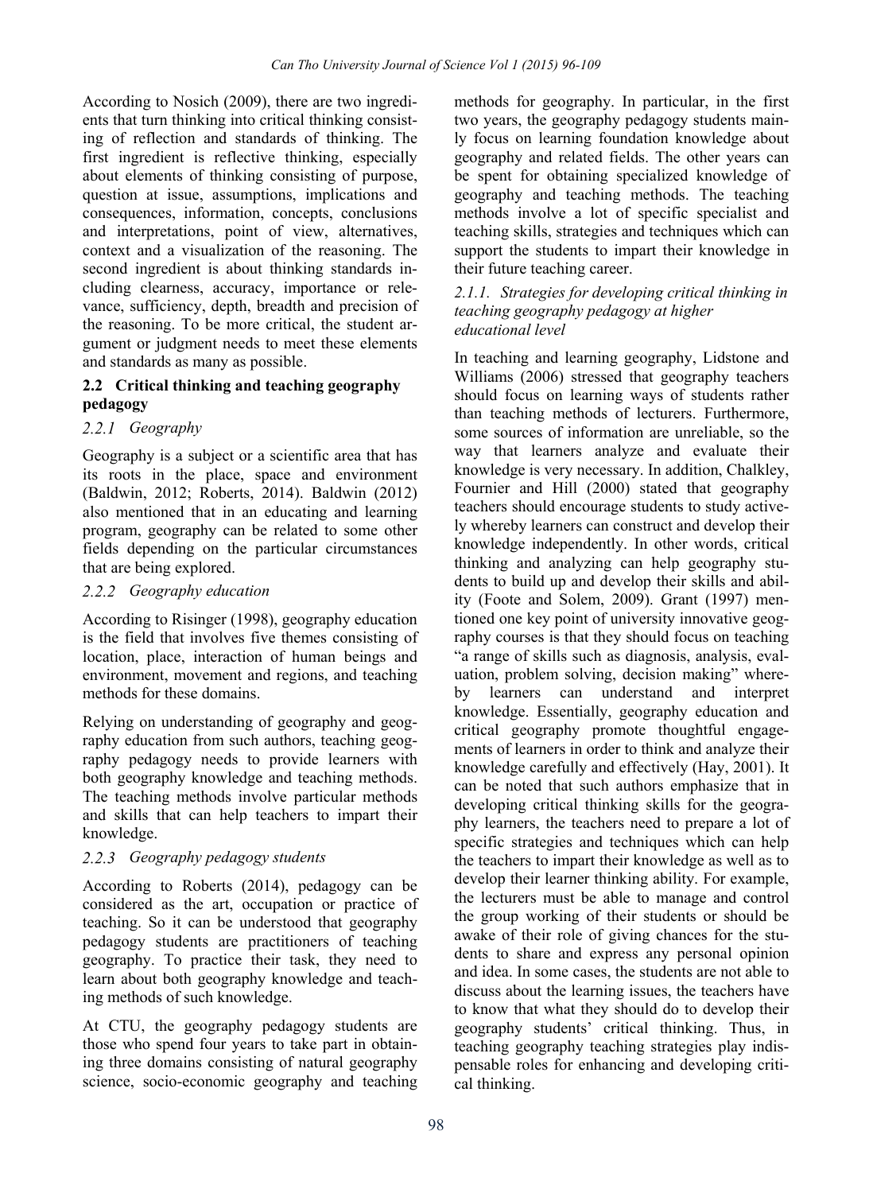According to Nosich (2009), there are two ingredients that turn thinking into critical thinking consisting of reflection and standards of thinking. The first ingredient is reflective thinking, especially about elements of thinking consisting of purpose, question at issue, assumptions, implications and consequences, information, concepts, conclusions and interpretations, point of view, alternatives, context and a visualization of the reasoning. The second ingredient is about thinking standards including clearness, accuracy, importance or relevance, sufficiency, depth, breadth and precision of the reasoning. To be more critical, the student argument or judgment needs to meet these elements and standards as many as possible.

## 2.2 Critical thinking and teaching geography pedagogy

### *2.2.1 Geography*

Geography is a subject or a scientific area that has its roots in the place, space and environment (Baldwin, 2012; Roberts, 2014). Baldwin (2012) also mentioned that in an educating and learning program, geography can be related to some other fields depending on the particular circumstances that are being explored.

### *2.2.2 Geography education*

According to Risinger (1998), geography education is the field that involves five themes consisting of location, place, interaction of human beings and environment, movement and regions, and teaching methods for these domains.

Relying on understanding of geography and geography education from such authors, teaching geography pedagogy needs to provide learners with both geography knowledge and teaching methods. The teaching methods involve particular methods and skills that can help teachers to impart their knowledge.

### *2.2.3 Geography pedagogy students*

According to Roberts (2014), pedagogy can be considered as the art, occupation or practice of teaching. So it can be understood that geography pedagogy students are practitioners of teaching geography. To practice their task, they need to learn about both geography knowledge and teaching methods of such knowledge.

At CTU, the geography pedagogy students are those who spend four years to take part in obtaining three domains consisting of natural geography science, socio-economic geography and teaching methods for geography. In particular, in the first two years, the geography pedagogy students mainly focus on learning foundation knowledge about geography and related fields. The other years can be spent for obtaining specialized knowledge of geography and teaching methods. The teaching methods involve a lot of specific specialist and teaching skills, strategies and techniques which can support the students to impart their knowledge in their future teaching career.

### *2.1.1. Strategies for developing critical thinking in teaching geography pedagogy at higher educational level*

In teaching and learning geography, Lidstone and Williams (2006) stressed that geography teachers should focus on learning ways of students rather than teaching methods of lecturers. Furthermore, some sources of information are unreliable, so the way that learners analyze and evaluate their knowledge is very necessary. In addition, Chalkley, Fournier and Hill (2000) stated that geography teachers should encourage students to study actively whereby learners can construct and develop their knowledge independently. In other words, critical thinking and analyzing can help geography students to build up and develop their skills and ability (Foote and Solem, 2009). Grant (1997) mentioned one key point of university innovative geography courses is that they should focus on teaching "a range of skills such as diagnosis, analysis, evaluation, problem solving, decision making" whereby learners can understand and interpret knowledge. Essentially, geography education and critical geography promote thoughtful engagements of learners in order to think and analyze their knowledge carefully and effectively (Hay, 2001). It can be noted that such authors emphasize that in developing critical thinking skills for the geography learners, the teachers need to prepare a lot of specific strategies and techniques which can help the teachers to impart their knowledge as well as to develop their learner thinking ability. For example, the lecturers must be able to manage and control the group working of their students or should be awake of their role of giving chances for the students to share and express any personal opinion and idea. In some cases, the students are not able to discuss about the learning issues, the teachers have to know that what they should do to develop their geography students' critical thinking. Thus, in teaching geography teaching strategies play indispensable roles for enhancing and developing critical thinking.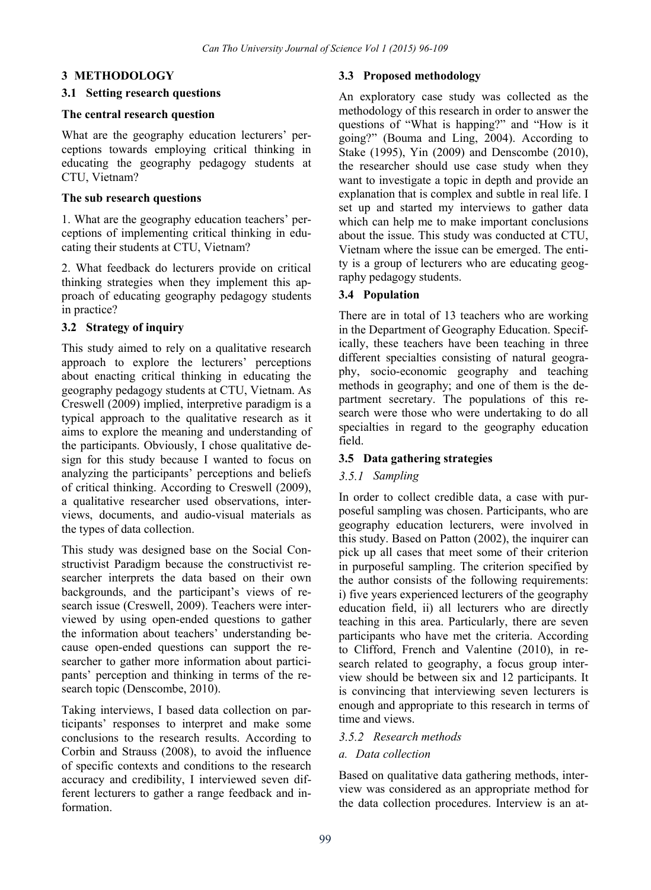## 3 METHODOLOGY

### 3.1 Setting research questions

**The central research question**

What are the geography education lecturers' perceptions towards employing critical thinking in educating the geography pedagogy students at CTU, Vietnam?

**The sub research questions**

1. What are the geography education teachers' perceptions of implementing critical thinking in educating their students at CTU, Vietnam?

2. What feedback do lecturers provide on critical thinking strategies when they implement this approach of educating geography pedagogy students in practice?

### 3.2 Strategy of inquiry

This study aimed to rely on a qualitative research approach to explore the lecturers' perceptions about enacting critical thinking in educating the geography pedagogy students at CTU, Vietnam. As Creswell (2009) implied, interpretive paradigm is a typical approach to the qualitative research as it aims to explore the meaning and understanding of the participants. Obviously, I chose qualitative design for this study because I wanted to focus on analyzing the participants' perceptions and beliefs of critical thinking. According to Creswell (2009), a qualitative researcher used observations, interviews, documents, and audio-visual materials as the types of data collection.

This study was designed base on the Social Constructivist Paradigm because the constructivist researcher interprets the data based on their own backgrounds, and the participant's views of research issue (Creswell, 2009). Teachers were interviewed by using open-ended questions to gather the information about teachers' understanding because open-ended questions can support the researcher to gather more information about participants' perception and thinking in terms of the research topic (Denscombe, 2010).

Taking interviews, I based data collection on participants' responses to interpret and make some conclusions to the research results. According to Corbin and Strauss (2008), to avoid the influence of specific contexts and conditions to the research accuracy and credibility, I interviewed seven different lecturers to gather a range feedback and information.

### 3.3 Proposed methodology

An exploratory case study was collected as the methodology of this research in order to answer the questions of "What is happing?" and "How is it going?" (Bouma and Ling, 2004). According to Stake (1995), Yin (2009) and Denscombe (2010), the researcher should use case study when they want to investigate a topic in depth and provide an explanation that is complex and subtle in real life. I set up and started my interviews to gather data which can help me to make important conclusions about the issue. This study was conducted at CTU, Vietnam where the issue can be emerged. The entity is a group of lecturers who are educating geography pedagogy students.

### 3.4 Population

There are in total of 13 teachers who are working in the Department of Geography Education. Specifically, these teachers have been teaching in three different specialties consisting of natural geography, socio-economic geography and teaching methods in geography; and one of them is the department secretary. The populations of this research were those who were undertaking to do all specialties in regard to the geography education field.

### 3.5 Data gathering strategies

#### *3.5.1 Sampling*

In order to collect credible data, a case with purposeful sampling was chosen. Participants, who are geography education lecturers, were involved in this study. Based on Patton (2002), the inquirer can pick up all cases that meet some of their criterion in purposeful sampling. The criterion specified by the author consists of the following requirements: i) five years experienced lecturers of the geography education field, ii) all lecturers who are directly teaching in this area. Particularly, there are seven participants who have met the criteria. According to Clifford, French and Valentine (2010), in research related to geography, a focus group interview should be between six and 12 participants. It is convincing that interviewing seven lecturers is enough and appropriate to this research in terms of time and views.

#### *3.5.2 Research methods*

*a. Data collection*

Based on qualitative data gathering methods, interview was considered as an appropriate method for the data collection procedures. Interview is an at-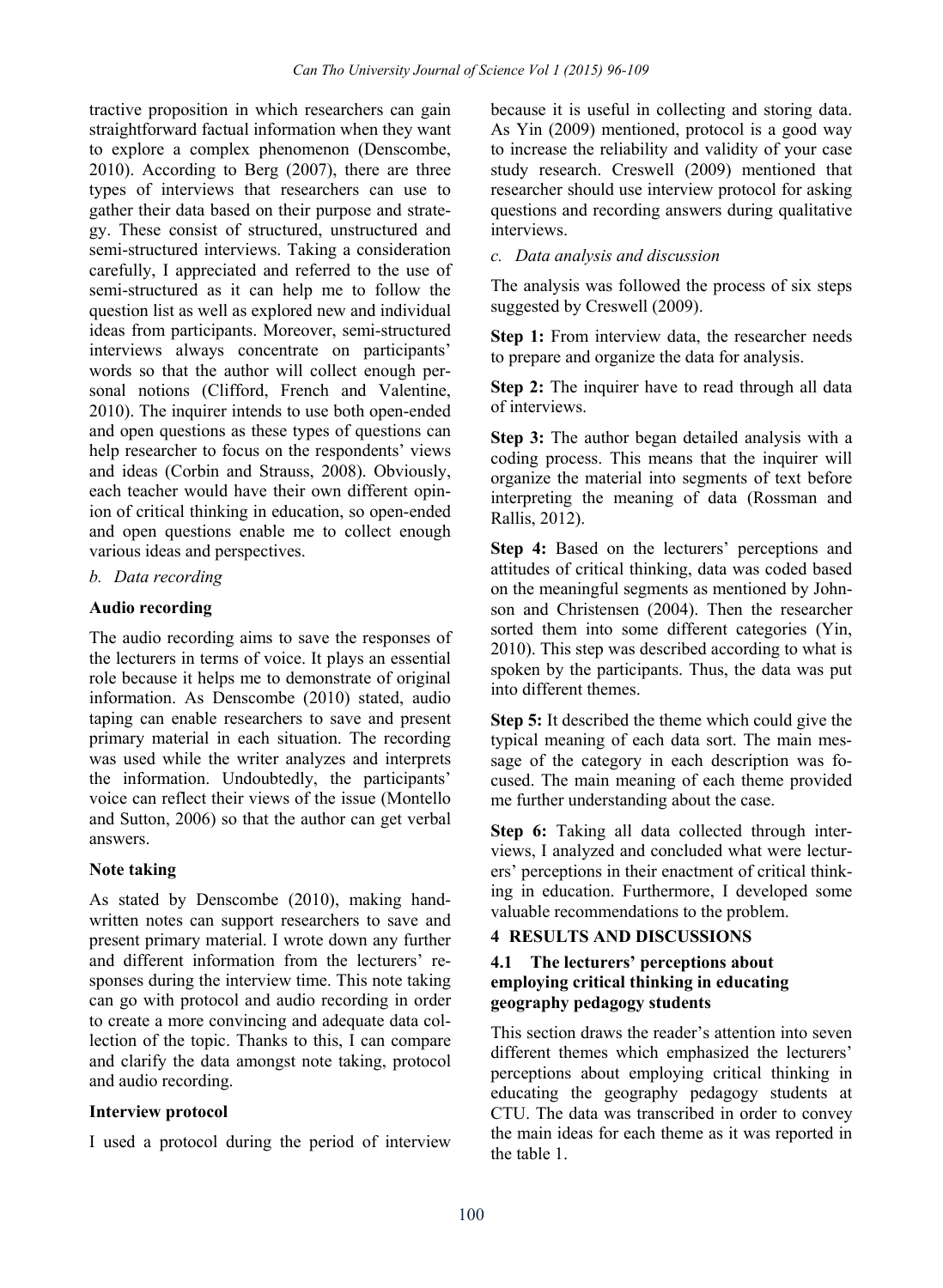tractive proposition in which researchers can gain straightforward factual information when they want to explore a complex phenomenon (Denscombe, 2010). According to Berg (2007), there are three types of interviews that researchers can use to gather their data based on their purpose and strategy. These consist of structured, unstructured and semi-structured interviews. Taking a consideration carefully, I appreciated and referred to the use of semi-structured as it can help me to follow the question list as well as explored new and individual ideas from participants. Moreover, semi-structured interviews always concentrate on participants' words so that the author will collect enough personal notions (Clifford, French and Valentine, 2010). The inquirer intends to use both open-ended and open questions as these types of questions can help researcher to focus on the respondents' views and ideas (Corbin and Strauss, 2008). Obviously, each teacher would have their own different opinion of critical thinking in education, so open-ended and open questions enable me to collect enough various ideas and perspectives.

*b. Data recording*

**Audio recording**

The audio recording aims to save the responses of the lecturers in terms of voice. It plays an essential role because it helps me to demonstrate of original information. As Denscombe (2010) stated, audio taping can enable researchers to save and present primary material in each situation. The recording was used while the writer analyzes and interprets the information. Undoubtedly, the participants' voice can reflect their views of the issue (Montello and Sutton, 2006) so that the author can get verbal answers.

**Note taking**

As stated by Denscombe (2010), making handwritten notes can support researchers to save and present primary material. I wrote down any further and different information from the lecturers' responses during the interview time. This note taking can go with protocol and audio recording in order to create a more convincing and adequate data collection of the topic. Thanks to this, I can compare and clarify the data amongst note taking, protocol and audio recording.

**Interview protocol**

I used a protocol during the period of interview because it is useful in collecting and storing data. As Yin (2009) mentioned, protocol is a good way to increase the reliability and validity of your case study research. Creswell (2009) mentioned that researcher should use interview protocol for asking questions and recording answers during qualitative interviews.

*c. Data analysis and discussion*

The analysis was followed the process of six steps suggested by Creswell (2009).

**Step 1:** From interview data, the researcher needs to prepare and organize the data for analysis.

**Step 2:** The inquirer have to read through all data of interviews.

**Step 3:** The author began detailed analysis with a coding process. This means that the inquirer will organize the material into segments of text before interpreting the meaning of data (Rossman and Rallis, 2012).

**Step 4:** Based on the lecturers' perceptions and attitudes of critical thinking, data was coded based on the meaningful segments as mentioned by Johnson and Christensen (2004). Then the researcher sorted them into some different categories (Yin, 2010). This step was described according to what is spoken by the participants. Thus, the data was put into different themes.

**Step 5:** It described the theme which could give the typical meaning of each data sort. The main message of the category in each description was focused. The main meaning of each theme provided me further understanding about the case.

**Step 6:** Taking all data collected through interviews, I analyzed and concluded what were lecturers' perceptions in their enactment of critical thinking in education. Furthermore, I developed some valuable recommendations to the problem.

## 4 RESULTS AND DISCUSSIONS

### 4.1 The lecturers' perceptions about employing critical thinking in educating geography pedagogy students

This section draws the reader's attention into seven different themes which emphasized the lecturers' perceptions about employing critical thinking in educating the geography pedagogy students at CTU. The data was transcribed in order to convey the main ideas for each theme as it was reported in the table 1.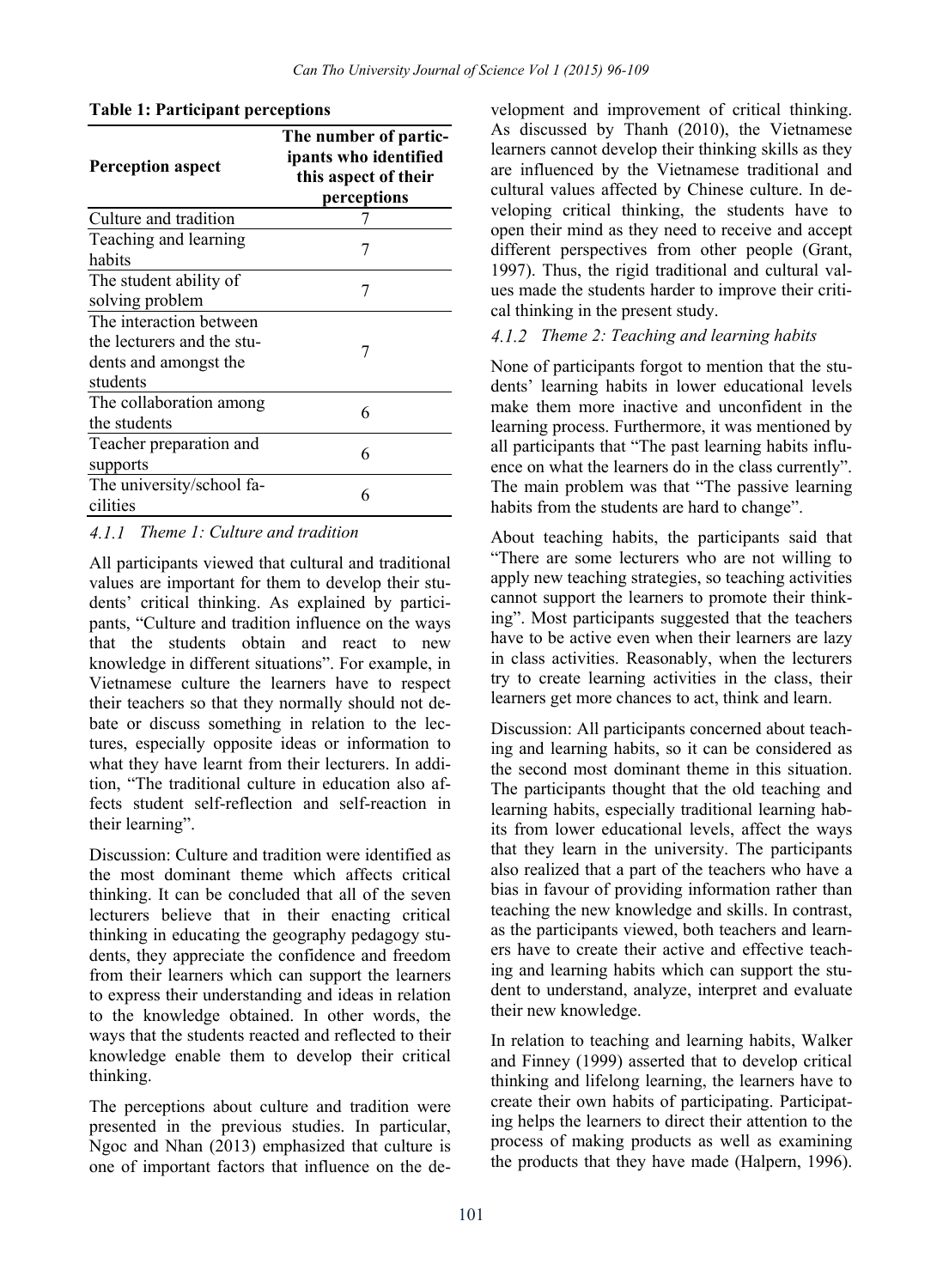**Table 1: Participant perceptions**

| Perception aspect | The number of participants who identified this aspect of their perceptions |
|---|---|
| Culture and tradition | 7 |
| Teaching and learning habits | 7 |
| The student ability of solving problem | 7 |
| The interaction between the lecturers and the students and amongst the students | 7 |
| The collaboration among the students | 6 |
| Teacher preparation and supports | 6 |
| The university/school facilities | 6 |

#### 4.1.1 Theme 1: Culture and tradition

All participants viewed that cultural and traditional values are important for them to develop their students' critical thinking. As explained by participants, "Culture and tradition influence on the ways that the students obtain and react to new knowledge in different situations". For example, in Vietnamese culture the learners have to respect their teachers so that they normally should not debate or discuss something in relation to the lectures, especially opposite ideas or information to what they have learnt from their lecturers. In addition, "The traditional culture in education also affects student self-reflection and self-reaction in their learning".

Discussion: Culture and tradition were identified as the most dominant theme which affects critical thinking. It can be concluded that all of the seven lecturers believe that in their enacting critical thinking in educating the geography pedagogy students, they appreciate the confidence and freedom from their learners which can support the learners to express their understanding and ideas in relation to the knowledge obtained. In other words, the ways that the students reacted and reflected to their knowledge enable them to develop their critical thinking.

The perceptions about culture and tradition were presented in the previous studies. In particular, Ngoc and Nhan (2013) emphasized that culture is one of important factors that influence on the development and improvement of critical thinking. As discussed by Thanh (2010), the Vietnamese learners cannot develop their thinking skills as they are influenced by the Vietnamese traditional and cultural values affected by Chinese culture. In developing critical thinking, the students have to open their mind as they need to receive and accept different perspectives from other people (Grant, 1997). Thus, the rigid traditional and cultural values made the students harder to improve their critical thinking in the present study.

#### 4.1.2 Theme 2: Teaching and learning habits

None of participants forgot to mention that the students' learning habits in lower educational levels make them more inactive and unconfident in the learning process. Furthermore, it was mentioned by all participants that "The past learning habits influence on what the learners do in the class currently". The main problem was that "The passive learning habits from the students are hard to change".

About teaching habits, the participants said that "There are some lecturers who are not willing to apply new teaching strategies, so teaching activities cannot support the learners to promote their thinking". Most participants suggested that the teachers have to be active even when their learners are lazy in class activities. Reasonably, when the lecturers try to create learning activities in the class, their learners get more chances to act, think and learn.

Discussion: All participants concerned about teaching and learning habits, so it can be considered as the second most dominant theme in this situation. The participants thought that the old teaching and learning habits, especially traditional learning habits from lower educational levels, affect the ways that they learn in the university. The participants also realized that a part of the teachers who have a bias in favour of providing information rather than teaching the new knowledge and skills. In contrast, as the participants viewed, both teachers and learners have to create their active and effective teaching and learning habits which can support the student to understand, analyze, interpret and evaluate their new knowledge.

In relation to teaching and learning habits, Walker and Finney (1999) asserted that to develop critical thinking and lifelong learning, the learners have to create their own habits of participating. Participating helps the learners to direct their attention to the process of making products as well as examining the products that they have made (Halpern, 1996).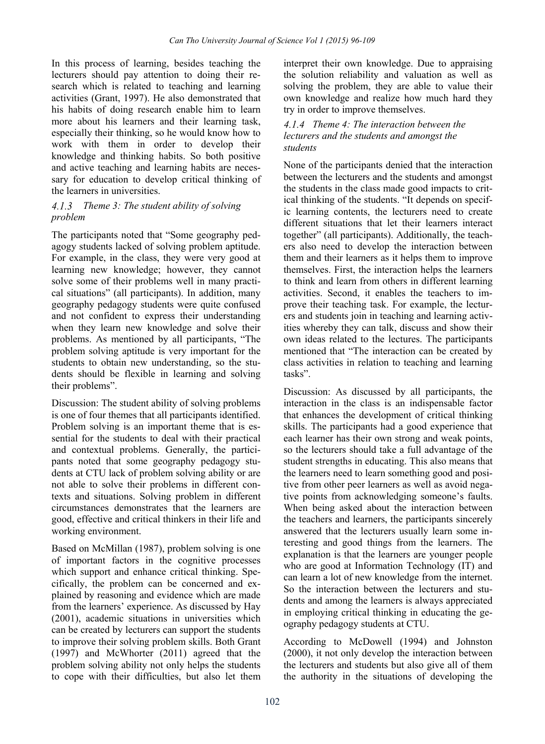In this process of learning, besides teaching the lecturers should pay attention to doing their research which is related to teaching and learning activities (Grant, 1997). He also demonstrated that his habits of doing research enable him to learn more about his learners and their learning task, especially their thinking, so he would know how to work with them in order to develop their knowledge and thinking habits. So both positive and active teaching and learning habits are necessary for education to develop critical thinking of the learners in universities.

#### 4.1.3 Theme 3: The student ability of solving problem

The participants noted that "Some geography pedagogy students lacked of solving problem aptitude. For example, in the class, they were very good at learning new knowledge; however, they cannot solve some of their problems well in many practical situations" (all participants). In addition, many geography pedagogy students were quite confused and not confident to express their understanding when they learn new knowledge and solve their problems. As mentioned by all participants, "The problem solving aptitude is very important for the students to obtain new understanding, so the students should be flexible in learning and solving their problems".

Discussion: The student ability of solving problems is one of four themes that all participants identified. Problem solving is an important theme that is essential for the students to deal with their practical and contextual problems. Generally, the participants noted that some geography pedagogy students at CTU lack of problem solving ability or are not able to solve their problems in different contexts and situations. Solving problem in different circumstances demonstrates that the learners are good, effective and critical thinkers in their life and working environment.

Based on McMillan (1987), problem solving is one of important factors in the cognitive processes which support and enhance critical thinking. Specifically, the problem can be concerned and explained by reasoning and evidence which are made from the learners' experience. As discussed by Hay (2001), academic situations in universities which can be created by lecturers can support the students to improve their solving problem skills. Both Grant (1997) and McWhorter (2011) agreed that the problem solving ability not only helps the students to cope with their difficulties, but also let them interpret their own knowledge. Due to appraising the solution reliability and valuation as well as solving the problem, they are able to value their own knowledge and realize how much hard they try in order to improve themselves.

#### 4.1.4 Theme 4: The interaction between the lecturers and the students and amongst the students

None of the participants denied that the interaction between the lecturers and the students and amongst the students in the class made good impacts to critical thinking of the students. "It depends on specific learning contents, the lecturers need to create different situations that let their learners interact together" (all participants). Additionally, the teachers also need to develop the interaction between them and their learners as it helps them to improve themselves. First, the interaction helps the learners to think and learn from others in different learning activities. Second, it enables the teachers to improve their teaching task. For example, the lecturers and students join in teaching and learning activities whereby they can talk, discuss and show their own ideas related to the lectures. The participants mentioned that "The interaction can be created by class activities in relation to teaching and learning tasks".

Discussion: As discussed by all participants, the interaction in the class is an indispensable factor that enhances the development of critical thinking skills. The participants had a good experience that each learner has their own strong and weak points, so the lecturers should take a full advantage of the student strengths in educating. This also means that the learners need to learn something good and positive from other peer learners as well as avoid negative points from acknowledging someone's faults. When being asked about the interaction between the teachers and learners, the participants sincerely answered that the lecturers usually learn some interesting and good things from the learners. The explanation is that the learners are younger people who are good at Information Technology (IT) and can learn a lot of new knowledge from the internet. So the interaction between the lecturers and students and among the learners is always appreciated in employing critical thinking in educating the geography pedagogy students at CTU.

According to McDowell (1994) and Johnston (2000), it not only develop the interaction between the lecturers and students but also give all of them the authority in the situations of developing the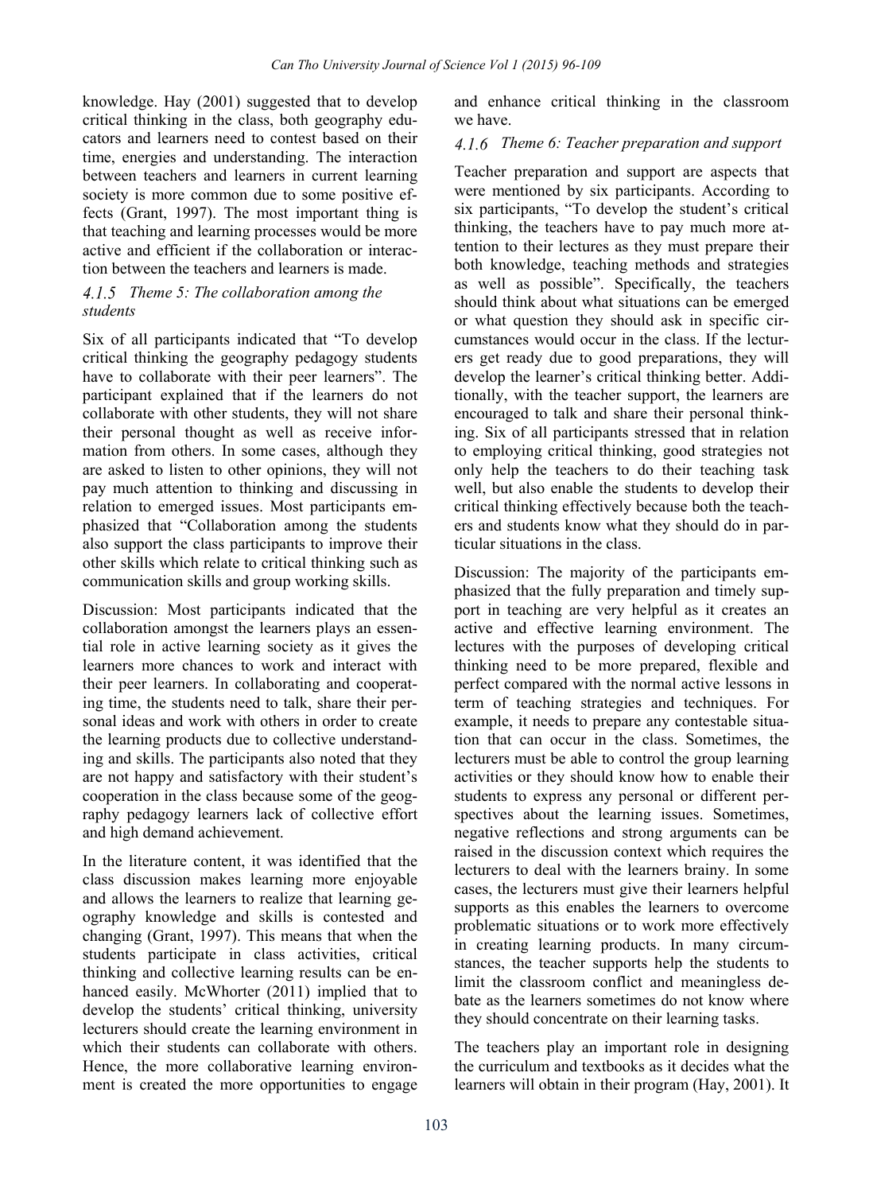knowledge. Hay (2001) suggested that to develop critical thinking in the class, both geography educators and learners need to contest based on their time, energies and understanding. The interaction between teachers and learners in current learning society is more common due to some positive effects (Grant, 1997). The most important thing is that teaching and learning processes would be more active and efficient if the collaboration or interaction between the teachers and learners is made.

### 4.1.5 *Theme 5: The collaboration among the students*

Six of all participants indicated that "To develop critical thinking the geography pedagogy students have to collaborate with their peer learners". The participant explained that if the learners do not collaborate with other students, they will not share their personal thought as well as receive information from others. In some cases, although they are asked to listen to other opinions, they will not pay much attention to thinking and discussing in relation to emerged issues. Most participants emphasized that "Collaboration among the students also support the class participants to improve their other skills which relate to critical thinking such as communication skills and group working skills.

Discussion: Most participants indicated that the collaboration amongst the learners plays an essential role in active learning society as it gives the learners more chances to work and interact with their peer learners. In collaborating and cooperating time, the students need to talk, share their personal ideas and work with others in order to create the learning products due to collective understanding and skills. The participants also noted that they are not happy and satisfactory with their student's cooperation in the class because some of the geography pedagogy learners lack of collective effort and high demand achievement.

In the literature content, it was identified that the class discussion makes learning more enjoyable and allows the learners to realize that learning geography knowledge and skills is contested and changing (Grant, 1997). This means that when the students participate in class activities, critical thinking and collective learning results can be enhanced easily. McWhorter (2011) implied that to develop the students' critical thinking, university lecturers should create the learning environment in which their students can collaborate with others. Hence, the more collaborative learning environment is created the more opportunities to engage and enhance critical thinking in the classroom we have.

### 4.1.6 *Theme 6: Teacher preparation and support*

Teacher preparation and support are aspects that were mentioned by six participants. According to six participants, "To develop the student's critical thinking, the teachers have to pay much more attention to their lectures as they must prepare their both knowledge, teaching methods and strategies as well as possible". Specifically, the teachers should think about what situations can be emerged or what question they should ask in specific circumstances would occur in the class. If the lecturers get ready due to good preparations, they will develop the learner's critical thinking better. Additionally, with the teacher support, the learners are encouraged to talk and share their personal thinking. Six of all participants stressed that in relation to employing critical thinking, good strategies not only help the teachers to do their teaching task well, but also enable the students to develop their critical thinking effectively because both the teachers and students know what they should do in particular situations in the class.

Discussion: The majority of the participants emphasized that the fully preparation and timely support in teaching are very helpful as it creates an active and effective learning environment. The lectures with the purposes of developing critical thinking need to be more prepared, flexible and perfect compared with the normal active lessons in term of teaching strategies and techniques. For example, it needs to prepare any contestable situation that can occur in the class. Sometimes, the lecturers must be able to control the group learning activities or they should know how to enable their students to express any personal or different perspectives about the learning issues. Sometimes, negative reflections and strong arguments can be raised in the discussion context which requires the lecturers to deal with the learners brainy. In some cases, the lecturers must give their learners helpful supports as this enables the learners to overcome problematic situations or to work more effectively in creating learning products. In many circumstances, the teacher supports help the students to limit the classroom conflict and meaningless debate as the learners sometimes do not know where they should concentrate on their learning tasks.

The teachers play an important role in designing the curriculum and textbooks as it decides what the learners will obtain in their program (Hay, 2001). It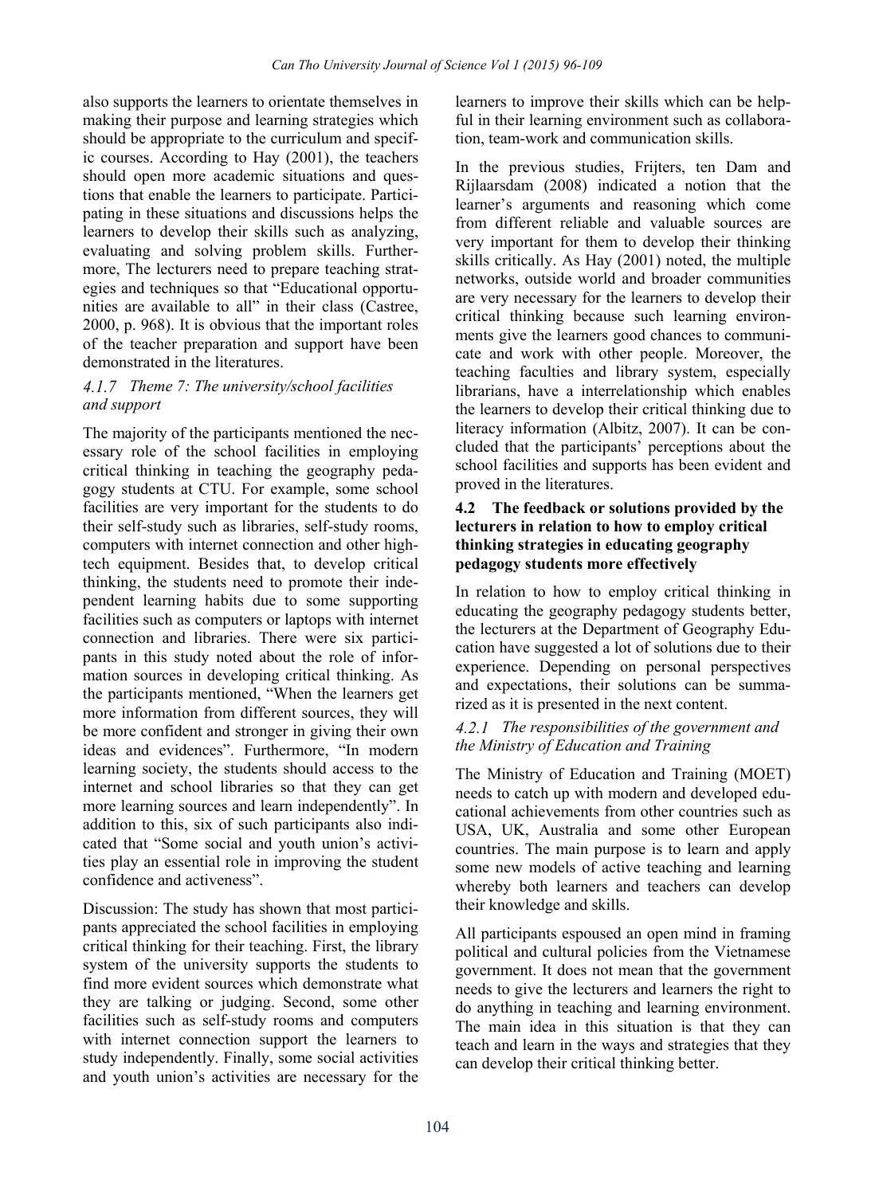also supports the learners to orientate themselves in making their purpose and learning strategies which should be appropriate to the curriculum and specific courses. According to Hay (2001), the teachers should open more academic situations and questions that enable the learners to participate. Participating in these situations and discussions helps the learners to develop their skills such as analyzing, evaluating and solving problem skills. Furthermore, The lecturers need to prepare teaching strategies and techniques so that "Educational opportunities are available to all" in their class (Castree, 2000, p. 968). It is obvious that the important roles of the teacher preparation and support have been demonstrated in the literatures.

#### *4.1.7 Theme 7: The university/school facilities and support*

The majority of the participants mentioned the necessary role of the school facilities in employing critical thinking in teaching the geography pedagogy students at CTU. For example, some school facilities are very important for the students to do their self-study such as libraries, self-study rooms, computers with internet connection and other high-tech equipment. Besides that, to develop critical thinking, the students need to promote their independent learning habits due to some supporting facilities such as computers or laptops with internet connection and libraries. There were six participants in this study noted about the role of information sources in developing critical thinking. As the participants mentioned, "When the learners get more information from different sources, they will be more confident and stronger in giving their own ideas and evidences". Furthermore, "In modern learning society, the students should access to the internet and school libraries so that they can get more learning sources and learn independently". In addition to this, six of such participants also indicated that "Some social and youth union's activities play an essential role in improving the student confidence and activeness".

Discussion: The study has shown that most participants appreciated the school facilities in employing critical thinking for their teaching. First, the library system of the university supports the students to find more evident sources which demonstrate what they are talking or judging. Second, some other facilities such as self-study rooms and computers with internet connection support the learners to study independently. Finally, some social activities and youth union's activities are necessary for the learners to improve their skills which can be helpful in their learning environment such as collaboration, team-work and communication skills.

In the previous studies, Frijters, ten Dam and Rijlaarsdam (2008) indicated a notion that the learner's arguments and reasoning which come from different reliable and valuable sources are very important for them to develop their thinking skills critically. As Hay (2001) noted, the multiple networks, outside world and broader communities are very necessary for the learners to develop their critical thinking because such learning environments give the learners good chances to communicate and work with other people. Moreover, the teaching faculties and library system, especially librarians, have a interrelationship which enables the learners to develop their critical thinking due to literacy information (Albitz, 2007). It can be concluded that the participants' perceptions about the school facilities and supports has been evident and proved in the literatures.

### **4.2 The feedback or solutions provided by the lecturers in relation to how to employ critical thinking strategies in educating geography pedagogy students more effectively**

In relation to how to employ critical thinking in educating the geography pedagogy students better, the lecturers at the Department of Geography Education have suggested a lot of solutions due to their experience. Depending on personal perspectives and expectations, their solutions can be summarized as it is presented in the next content.

#### *4.2.1 The responsibilities of the government and the Ministry of Education and Training*

The Ministry of Education and Training (MOET) needs to catch up with modern and developed educational achievements from other countries such as USA, UK, Australia and some other European countries. The main purpose is to learn and apply some new models of active teaching and learning whereby both learners and teachers can develop their knowledge and skills.

All participants espoused an open mind in framing political and cultural policies from the Vietnamese government. It does not mean that the government needs to give the lecturers and learners the right to do anything in teaching and learning environment. The main idea in this situation is that they can teach and learn in the ways and strategies that they can develop their critical thinking better.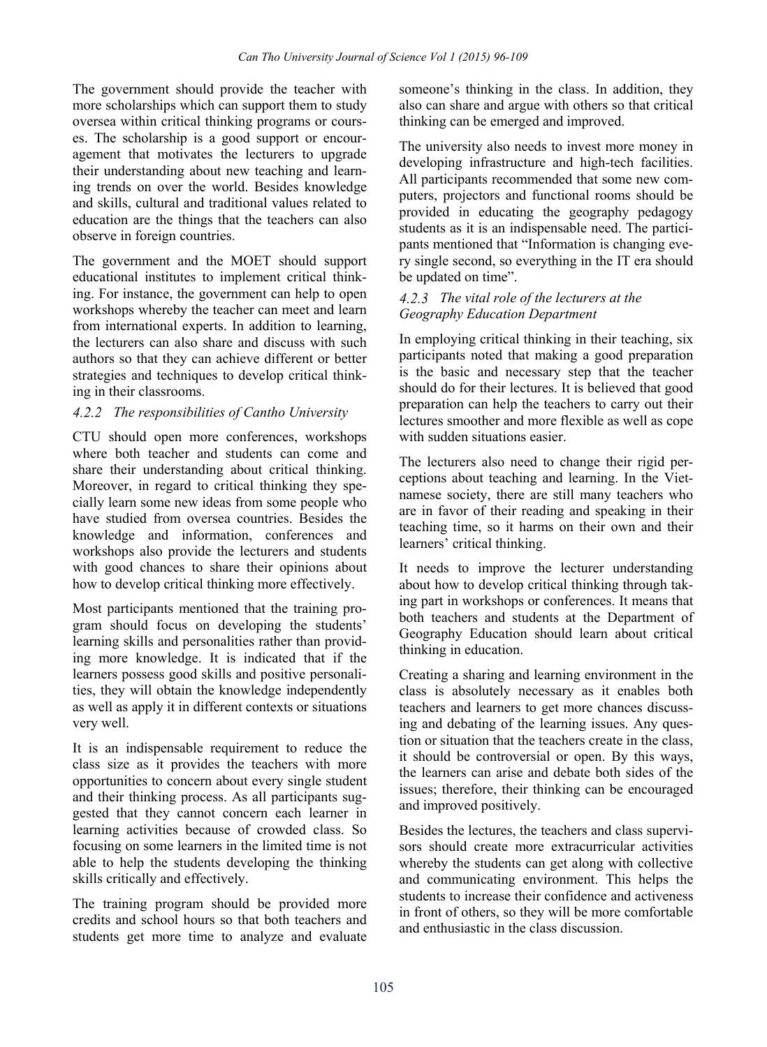The government should provide the teacher with more scholarships which can support them to study oversea within critical thinking programs or courses. The scholarship is a good support or encouragement that motivates the lecturers to upgrade their understanding about new teaching and learning trends on over the world. Besides knowledge and skills, cultural and traditional values related to education are the things that the teachers can also observe in foreign countries.

The government and the MOET should support educational institutes to implement critical thinking. For instance, the government can help to open workshops whereby the teacher can meet and learn from international experts. In addition to learning, the lecturers can also share and discuss with such authors so that they can achieve different or better strategies and techniques to develop critical thinking in their classrooms.

#### 4.2.2 The responsibilities of Cantho University

CTU should open more conferences, workshops where both teacher and students can come and share their understanding about critical thinking. Moreover, in regard to critical thinking they specially learn some new ideas from some people who have studied from oversea countries. Besides the knowledge and information, conferences and workshops also provide the lecturers and students with good chances to share their opinions about how to develop critical thinking more effectively.

Most participants mentioned that the training program should focus on developing the students' learning skills and personalities rather than providing more knowledge. It is indicated that if the learners possess good skills and positive personalities, they will obtain the knowledge independently as well as apply it in different contexts or situations very well.

It is an indispensable requirement to reduce the class size as it provides the teachers with more opportunities to concern about every single student and their thinking process. As all participants suggested that they cannot concern each learner in learning activities because of crowded class. So focusing on some learners in the limited time is not able to help the students developing the thinking skills critically and effectively.

The training program should be provided more credits and school hours so that both teachers and students get more time to analyze and evaluate someone's thinking in the class. In addition, they also can share and argue with others so that critical thinking can be emerged and improved.

The university also needs to invest more money in developing infrastructure and high-tech facilities. All participants recommended that some new computers, projectors and functional rooms should be provided in educating the geography pedagogy students as it is an indispensable need. The participants mentioned that "Information is changing every single second, so everything in the IT era should be updated on time".

#### 4.2.3 The vital role of the lecturers at the Geography Education Department

In employing critical thinking in their teaching, six participants noted that making a good preparation is the basic and necessary step that the teacher should do for their lectures. It is believed that good preparation can help the teachers to carry out their lectures smoother and more flexible as well as cope with sudden situations easier.

The lecturers also need to change their rigid perceptions about teaching and learning. In the Vietnamese society, there are still many teachers who are in favor of their reading and speaking in their teaching time, so it harms on their own and their learners' critical thinking.

It needs to improve the lecturer understanding about how to develop critical thinking through taking part in workshops or conferences. It means that both teachers and students at the Department of Geography Education should learn about critical thinking in education.

Creating a sharing and learning environment in the class is absolutely necessary as it enables both teachers and learners to get more chances discussing and debating of the learning issues. Any question or situation that the teachers create in the class, it should be controversial or open. By this ways, the learners can arise and debate both sides of the issues; therefore, their thinking can be encouraged and improved positively.

Besides the lectures, the teachers and class supervisors should create more extracurricular activities whereby the students can get along with collective and communicating environment. This helps the students to increase their confidence and activeness in front of others, so they will be more comfortable and enthusiastic in the class discussion.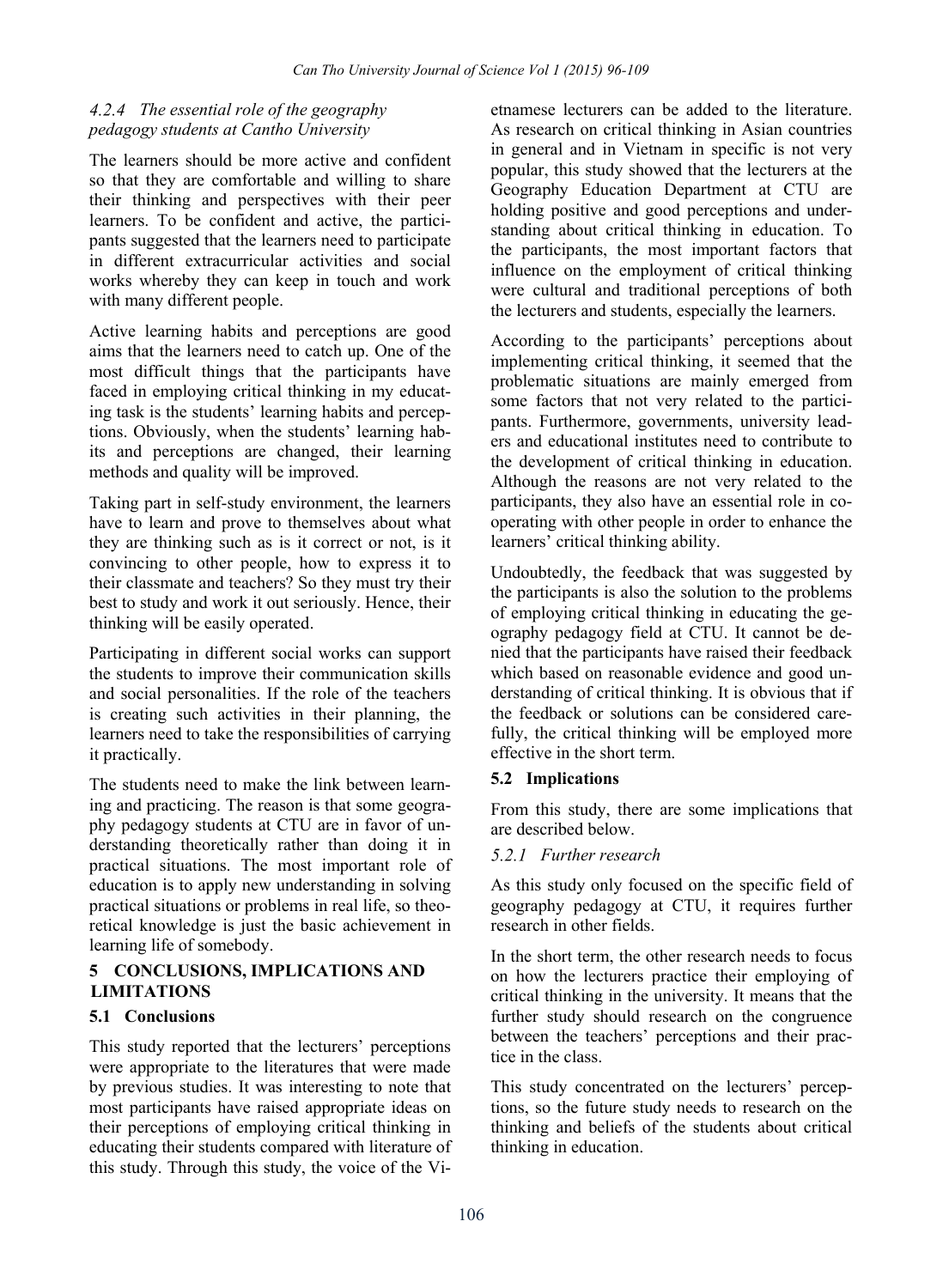#### *4.2.4 The essential role of the geography pedagogy students at Cantho University*

The learners should be more active and confident so that they are comfortable and willing to share their thinking and perspectives with their peer learners. To be confident and active, the participants suggested that the learners need to participate in different extracurricular activities and social works whereby they can keep in touch and work with many different people.

Active learning habits and perceptions are good aims that the learners need to catch up. One of the most difficult things that the participants have faced in employing critical thinking in my educating task is the students' learning habits and perceptions. Obviously, when the students' learning habits and perceptions are changed, their learning methods and quality will be improved.

Taking part in self-study environment, the learners have to learn and prove to themselves about what they are thinking such as is it correct or not, is it convincing to other people, how to express it to their classmate and teachers? So they must try their best to study and work it out seriously. Hence, their thinking will be easily operated.

Participating in different social works can support the students to improve their communication skills and social personalities. If the role of the teachers is creating such activities in their planning, the learners need to take the responsibilities of carrying it practically.

The students need to make the link between learning and practicing. The reason is that some geography pedagogy students at CTU are in favor of understanding theoretically rather than doing it in practical situations. The most important role of education is to apply new understanding in solving practical situations or problems in real life, so theoretical knowledge is just the basic achievement in learning life of somebody.

## 5 CONCLUSIONS, IMPLICATIONS AND LIMITATIONS

### 5.1 Conclusions

This study reported that the lecturers' perceptions were appropriate to the literatures that were made by previous studies. It was interesting to note that most participants have raised appropriate ideas on their perceptions of employing critical thinking in educating their students compared with literature of this study. Through this study, the voice of the Vietnamese lecturers can be added to the literature. As research on critical thinking in Asian countries in general and in Vietnam in specific is not very popular, this study showed that the lecturers at the Geography Education Department at CTU are holding positive and good perceptions and understanding about critical thinking in education. To the participants, the most important factors that influence on the employment of critical thinking were cultural and traditional perceptions of both the lecturers and students, especially the learners.

According to the participants' perceptions about implementing critical thinking, it seemed that the problematic situations are mainly emerged from some factors that not very related to the participants. Furthermore, governments, university leaders and educational institutes need to contribute to the development of critical thinking in education. Although the reasons are not very related to the participants, they also have an essential role in cooperating with other people in order to enhance the learners' critical thinking ability.

Undoubtedly, the feedback that was suggested by the participants is also the solution to the problems of employing critical thinking in educating the geography pedagogy field at CTU. It cannot be denied that the participants have raised their feedback which based on reasonable evidence and good understanding of critical thinking. It is obvious that if the feedback or solutions can be considered carefully, the critical thinking will be employed more effective in the short term.

### 5.2 Implications

From this study, there are some implications that are described below.

#### *5.2.1 Further research*

As this study only focused on the specific field of geography pedagogy at CTU, it requires further research in other fields.

In the short term, the other research needs to focus on how the lecturers practice their employing of critical thinking in the university. It means that the further study should research on the congruence between the teachers' perceptions and their practice in the class.

This study concentrated on the lecturers' perceptions, so the future study needs to research on the thinking and beliefs of the students about critical thinking in education.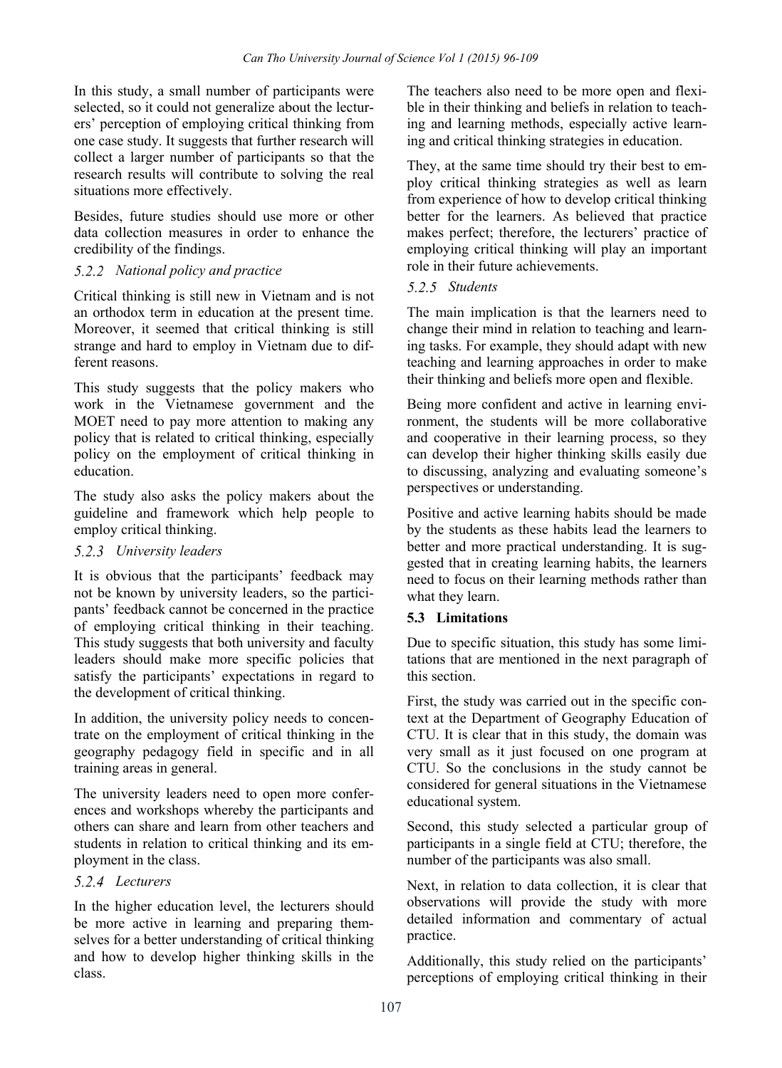In this study, a small number of participants were selected, so it could not generalize about the lecturers' perception of employing critical thinking from one case study. It suggests that further research will collect a larger number of participants so that the research results will contribute to solving the real situations more effectively.

Besides, future studies should use more or other data collection measures in order to enhance the credibility of the findings.

### 5.2.2 National policy and practice

Critical thinking is still new in Vietnam and is not an orthodox term in education at the present time. Moreover, it seemed that critical thinking is still strange and hard to employ in Vietnam due to different reasons.

This study suggests that the policy makers who work in the Vietnamese government and the MOET need to pay more attention to making any policy that is related to critical thinking, especially policy on the employment of critical thinking in education.

The study also asks the policy makers about the guideline and framework which help people to employ critical thinking.

### 5.2.3 University leaders

It is obvious that the participants' feedback may not be known by university leaders, so the participants' feedback cannot be concerned in the practice of employing critical thinking in their teaching. This study suggests that both university and faculty leaders should make more specific policies that satisfy the participants' expectations in regard to the development of critical thinking.

In addition, the university policy needs to concentrate on the employment of critical thinking in the geography pedagogy field in specific and in all training areas in general.

The university leaders need to open more conferences and workshops whereby the participants and others can share and learn from other teachers and students in relation to critical thinking and its employment in the class.

### 5.2.4 Lecturers

In the higher education level, the lecturers should be more active in learning and preparing themselves for a better understanding of critical thinking and how to develop higher thinking skills in the class.

The teachers also need to be more open and flexible in their thinking and beliefs in relation to teaching and learning methods, especially active learning and critical thinking strategies in education.

They, at the same time should try their best to employ critical thinking strategies as well as learn from experience of how to develop critical thinking better for the learners. As believed that practice makes perfect; therefore, the lecturers' practice of employing critical thinking will play an important role in their future achievements.

### 5.2.5 Students

The main implication is that the learners need to change their mind in relation to teaching and learning tasks. For example, they should adapt with new teaching and learning approaches in order to make their thinking and beliefs more open and flexible.

Being more confident and active in learning environment, the students will be more collaborative and cooperative in their learning process, so they can develop their higher thinking skills easily due to discussing, analyzing and evaluating someone's perspectives or understanding.

Positive and active learning habits should be made by the students as these habits lead the learners to better and more practical understanding. It is suggested that in creating learning habits, the learners need to focus on their learning methods rather than what they learn.

## 5.3 Limitations

Due to specific situation, this study has some limitations that are mentioned in the next paragraph of this section.

First, the study was carried out in the specific context at the Department of Geography Education of CTU. It is clear that in this study, the domain was very small as it just focused on one program at CTU. So the conclusions in the study cannot be considered for general situations in the Vietnamese educational system.

Second, this study selected a particular group of participants in a single field at CTU; therefore, the number of the participants was also small.

Next, in relation to data collection, it is clear that observations will provide the study with more detailed information and commentary of actual practice.

Additionally, this study relied on the participants' perceptions of employing critical thinking in their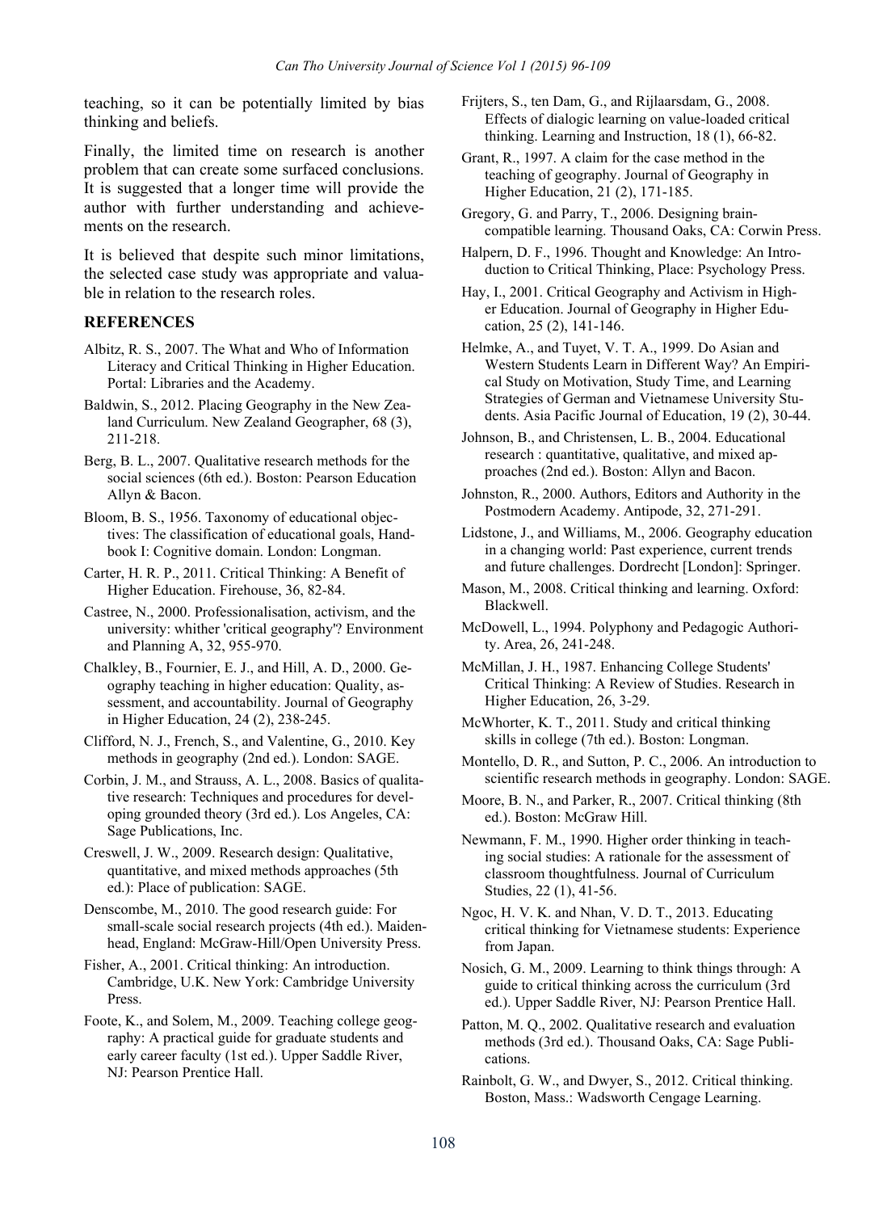teaching, so it can be potentially limited by bias thinking and beliefs.

Finally, the limited time on research is another problem that can create some surfaced conclusions. It is suggested that a longer time will provide the author with further understanding and achievements on the research.

It is believed that despite such minor limitations, the selected case study was appropriate and valuable in relation to the research roles.

## REFERENCES

Albitz, R. S., 2007. The What and Who of Information Literacy and Critical Thinking in Higher Education. Portal: Libraries and the Academy.

Baldwin, S., 2012. Placing Geography in the New Zealand Curriculum. New Zealand Geographer, 68 (3), 211-218.

Berg, B. L., 2007. Qualitative research methods for the social sciences (6th ed.). Boston: Pearson Education Allyn & Bacon.

Bloom, B. S., 1956. Taxonomy of educational objectives: The classification of educational goals, Handbook I: Cognitive domain. London: Longman.

Carter, H. R. P., 2011. Critical Thinking: A Benefit of Higher Education. Firehouse, 36, 82-84.

Castree, N., 2000. Professionalisation, activism, and the university: whither 'critical geography'? Environment and Planning A, 32, 955-970.

Chalkley, B., Fournier, E. J., and Hill, A. D., 2000. Geography teaching in higher education: Quality, assessment, and accountability. Journal of Geography in Higher Education, 24 (2), 238-245.

Clifford, N. J., French, S., and Valentine, G., 2010. Key methods in geography (2nd ed.). London: SAGE.

Corbin, J. M., and Strauss, A. L., 2008. Basics of qualitative research: Techniques and procedures for developing grounded theory (3rd ed.). Los Angeles, CA: Sage Publications, Inc.

Creswell, J. W., 2009. Research design: Qualitative, quantitative, and mixed methods approaches (5th ed.): Place of publication: SAGE.

Denscombe, M., 2010. The good research guide: For small-scale social research projects (4th ed.). Maidenhead, England: McGraw-Hill/Open University Press.

Fisher, A., 2001. Critical thinking: An introduction. Cambridge, U.K. New York: Cambridge University Press.

Foote, K., and Solem, M., 2009. Teaching college geography: A practical guide for graduate students and early career faculty (1st ed.). Upper Saddle River, NJ: Pearson Prentice Hall.

Frijters, S., ten Dam, G., and Rijlaarsdam, G., 2008. Effects of dialogic learning on value-loaded critical thinking. Learning and Instruction, 18 (1), 66-82.

Grant, R., 1997. A claim for the case method in the teaching of geography. Journal of Geography in Higher Education, 21 (2), 171-185.

Gregory, G. and Parry, T., 2006. Designing brain-compatible learning. Thousand Oaks, CA: Corwin Press.

Halpern, D. F., 1996. Thought and Knowledge: An Introduction to Critical Thinking, Place: Psychology Press.

Hay, I., 2001. Critical Geography and Activism in Higher Education. Journal of Geography in Higher Education, 25 (2), 141-146.

Helmke, A., and Tuyet, V. T. A., 1999. Do Asian and Western Students Learn in Different Way? An Empirical Study on Motivation, Study Time, and Learning Strategies of German and Vietnamese University Students. Asia Pacific Journal of Education, 19 (2), 30-44.

Johnson, B., and Christensen, L. B., 2004. Educational research : quantitative, qualitative, and mixed approaches (2nd ed.). Boston: Allyn and Bacon.

Johnston, R., 2000. Authors, Editors and Authority in the Postmodern Academy. Antipode, 32, 271-291.

Lidstone, J., and Williams, M., 2006. Geography education in a changing world: Past experience, current trends and future challenges. Dordrecht [London]: Springer.

Mason, M., 2008. Critical thinking and learning. Oxford: Blackwell.

McDowell, L., 1994. Polyphony and Pedagogic Authority. Area, 26, 241-248.

McMillan, J. H., 1987. Enhancing College Students' Critical Thinking: A Review of Studies. Research in Higher Education, 26, 3-29.

McWhorter, K. T., 2011. Study and critical thinking skills in college (7th ed.). Boston: Longman.

Montello, D. R., and Sutton, P. C., 2006. An introduction to scientific research methods in geography. London: SAGE.

Moore, B. N., and Parker, R., 2007. Critical thinking (8th ed.). Boston: McGraw Hill.

Newmann, F. M., 1990. Higher order thinking in teaching social studies: A rationale for the assessment of classroom thoughtfulness. Journal of Curriculum Studies, 22 (1), 41-56.

Ngoc, H. V. K. and Nhan, V. D. T., 2013. Educating critical thinking for Vietnamese students: Experience from Japan.

Nosich, G. M., 2009. Learning to think things through: A guide to critical thinking across the curriculum (3rd ed.). Upper Saddle River, NJ: Pearson Prentice Hall.

Patton, M. Q., 2002. Qualitative research and evaluation methods (3rd ed.). Thousand Oaks, CA: Sage Publications.

Rainbolt, G. W., and Dwyer, S., 2012. Critical thinking. Boston, Mass.: Wadsworth Cengage Learning.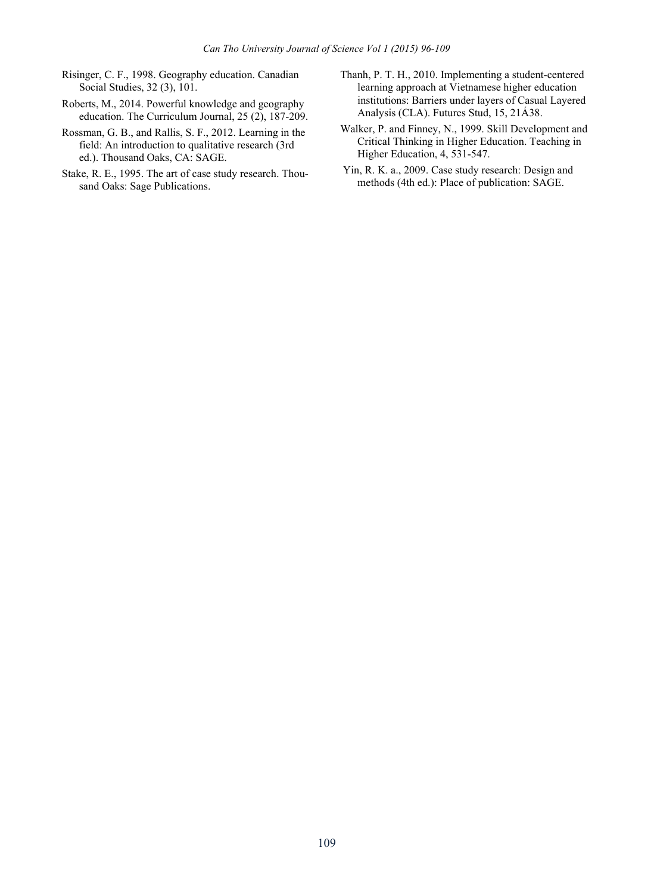Risinger, C. F., 1998. Geography education. Canadian Social Studies, 32 (3), 101.

Roberts, M., 2014. Powerful knowledge and geography education. The Curriculum Journal, 25 (2), 187-209.

Rossman, G. B., and Rallis, S. F., 2012. Learning in the field: An introduction to qualitative research (3rd ed.). Thousand Oaks, CA: SAGE.

Stake, R. E., 1995. The art of case study research. Thousand Oaks: Sage Publications.

Thanh, P. T. H., 2010. Implementing a student-centered learning approach at Vietnamese higher education institutions: Barriers under layers of Casual Layered Analysis (CLA). Futures Stud, 15, 21Á38.

Walker, P. and Finney, N., 1999. Skill Development and Critical Thinking in Higher Education. Teaching in Higher Education, 4, 531-547.

Yin, R. K. a., 2009. Case study research: Design and methods (4th ed.): Place of publication: SAGE.